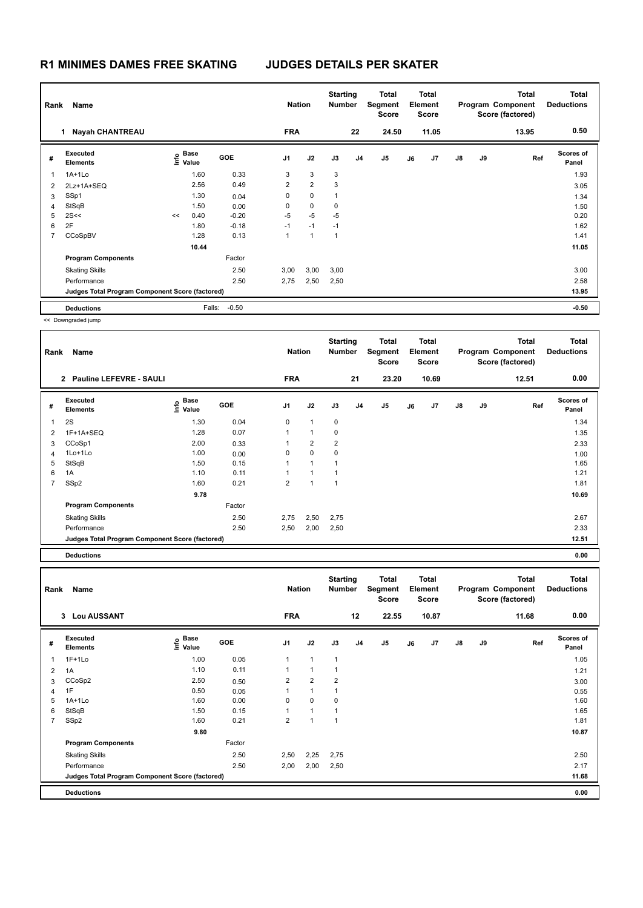# R1 MINIMES DAMES FREE SKATING JUDGES DETAILS PER SKATER

| Rank | Name | Nation | Starting Number | Total Segment Score | Total Element Score | Total Program Component Score (factored) | Total Deductions |
|---|---|---|---|---|---|---|---|
| 1 | Nayah CHANTREAU | FRA | 22 | 24.50 | 11.05 | 13.95 | 0.50 |

| # | Executed Elements | Info | Base Value | GOE | J1 | J2 | J3 | J4 | J5 | J6 | J7 | J8 | J9 | Ref | Scores of Panel |
|---|---|---|---|---|---|---|---|---|---|---|---|---|---|---|---|
| 1 | 1A+1Lo | | 1.60 | 0.33 | 3 | 3 | 3 | | | | | | | | 1.93 |
| 2 | 2Lz+1A+SEQ | | 2.56 | 0.49 | 2 | 2 | 3 | | | | | | | | 3.05 |
| 3 | SSp1 | | 1.30 | 0.04 | 0 | 0 | 1 | | | | | | | | 1.34 |
| 4 | StSqB | | 1.50 | 0.00 | 0 | 0 | 0 | | | | | | | | 1.50 |
| 5 | 2S<< | << | 0.40 | -0.20 | -5 | -5 | -5 | | | | | | | | 0.20 |
| 6 | 2F | | 1.80 | -0.18 | -1 | -1 | -1 | | | | | | | | 1.62 |
| 7 | CCoSpBV | | 1.28 | 0.13 | 1 | 1 | 1 | | | | | | | | 1.41 |
| | | | 10.44 | | | | | | | | | | | | 11.05 |
| | Program Components | | | Factor | | | | | | | | | | | |
| | Skating Skills | | | 2.50 | 3,00 | 3,00 | 3,00 | | | | | | | | 3.00 |
| | Performance | | | 2.50 | 2,75 | 2,50 | 2,50 | | | | | | | | 2.58 |
| | Judges Total Program Component Score (factored) | | | | | | | | | | | | | | 13.95 |
| | Deductions | | Falls: | -0.50 | | | | | | | | | | | -0.50 |

<< Downgraded jump

| Rank | Name | Nation | Starting Number | Total Segment Score | Total Element Score | Total Program Component Score (factored) | Total Deductions |
|---|---|---|---|---|---|---|---|
| 2 | Pauline LEFEVRE - SAULI | FRA | 21 | 23.20 | 10.69 | 12.51 | 0.00 |

| # | Executed Elements | Info | Base Value | GOE | J1 | J2 | J3 | J4 | J5 | J6 | J7 | J8 | J9 | Ref | Scores of Panel |
|---|---|---|---|---|---|---|---|---|---|---|---|---|---|---|---|
| 1 | 2S | | 1.30 | 0.04 | 0 | 1 | 0 | | | | | | | | 1.34 |
| 2 | 1F+1A+SEQ | | 1.28 | 0.07 | 1 | 1 | 0 | | | | | | | | 1.35 |
| 3 | CCoSp1 | | 2.00 | 0.33 | 1 | 2 | 2 | | | | | | | | 2.33 |
| 4 | 1Lo+1Lo | | 1.00 | 0.00 | 0 | 0 | 0 | | | | | | | | 1.00 |
| 5 | StSqB | | 1.50 | 0.15 | 1 | 1 | 1 | | | | | | | | 1.65 |
| 6 | 1A | | 1.10 | 0.11 | 1 | 1 | 1 | | | | | | | | 1.21 |
| 7 | SSp2 | | 1.60 | 0.21 | 2 | 1 | 1 | | | | | | | | 1.81 |
| | | | 9.78 | | | | | | | | | | | | 10.69 |
| | Program Components | | | Factor | | | | | | | | | | | |
| | Skating Skills | | | 2.50 | 2,75 | 2,50 | 2,75 | | | | | | | | 2.67 |
| | Performance | | | 2.50 | 2,50 | 2,00 | 2,50 | | | | | | | | 2.33 |
| | Judges Total Program Component Score (factored) | | | | | | | | | | | | | | 12.51 |
| | Deductions | | | | | | | | | | | | | | 0.00 |

| Rank | Name | Nation | Starting Number | Total Segment Score | Total Element Score | Total Program Component Score (factored) | Total Deductions |
|---|---|---|---|---|---|---|---|
| 3 | Lou AUSSANT | FRA | 12 | 22.55 | 10.87 | 11.68 | 0.00 |

| # | Executed Elements | Info | Base Value | GOE | J1 | J2 | J3 | J4 | J5 | J6 | J7 | J8 | J9 | Ref | Scores of Panel |
|---|---|---|---|---|---|---|---|---|---|---|---|---|---|---|---|
| 1 | 1F+1Lo | | 1.00 | 0.05 | 1 | 1 | 1 | | | | | | | | 1.05 |
| 2 | 1A | | 1.10 | 0.11 | 1 | 1 | 1 | | | | | | | | 1.21 |
| 3 | CCoSp2 | | 2.50 | 0.50 | 2 | 2 | 2 | | | | | | | | 3.00 |
| 4 | 1F | | 0.50 | 0.05 | 1 | 1 | 1 | | | | | | | | 0.55 |
| 5 | 1A+1Lo | | 1.60 | 0.00 | 0 | 0 | 0 | | | | | | | | 1.60 |
| 6 | StSqB | | 1.50 | 0.15 | 1 | 1 | 1 | | | | | | | | 1.65 |
| 7 | SSp2 | | 1.60 | 0.21 | 2 | 1 | 1 | | | | | | | | 1.81 |
| | | | 9.80 | | | | | | | | | | | | 10.87 |
| | Program Components | | | Factor | | | | | | | | | | | |
| | Skating Skills | | | 2.50 | 2,50 | 2,25 | 2,75 | | | | | | | | 2.50 |
| | Performance | | | 2.50 | 2,00 | 2,00 | 2,50 | | | | | | | | 2.17 |
| | Judges Total Program Component Score (factored) | | | | | | | | | | | | | | 11.68 |
| | Deductions | | | | | | | | | | | | | | 0.00 |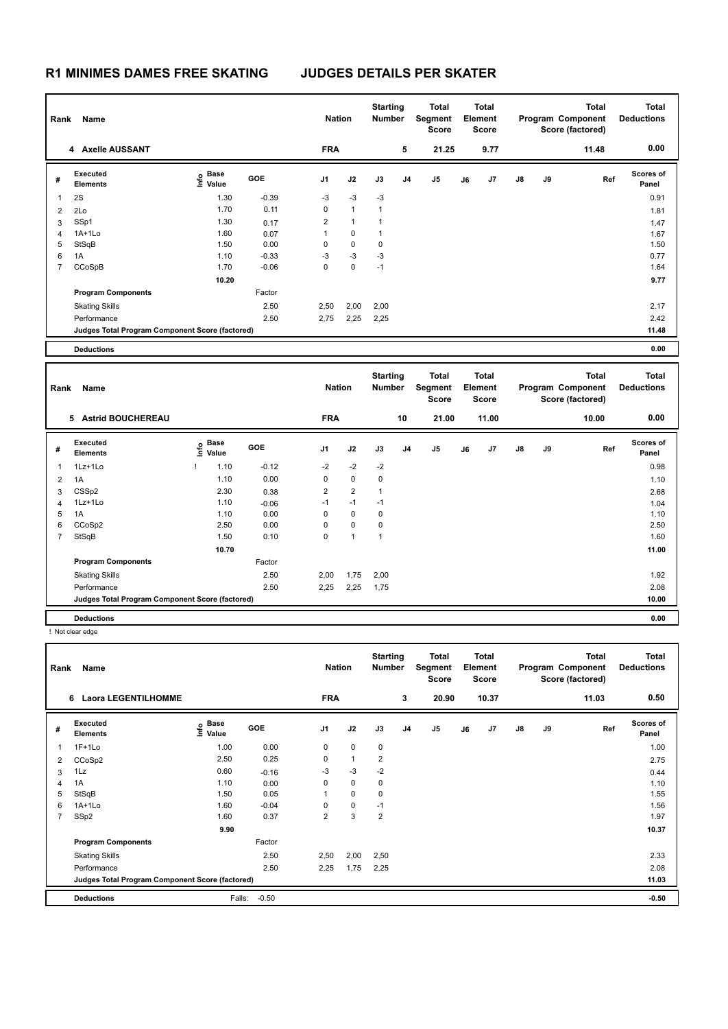# R1 MINIMES DAMES FREE SKATING JUDGES DETAILS PER SKATER

| Rank | Name | Nation | Starting Number | Total Segment Score | Total Element Score | Total Program Component Score (factored) | Total Deductions |
|---|---|---|---|---|---|---|---|
| 4 | Axelle AUSSANT | FRA | 5 | 21.25 | 9.77 | 11.48 | 0.00 |

| # | Executed Elements | Info | Base Value | GOE | J1 | J2 | J3 | J4 | J5 | J6 | J7 | J8 | J9 | Ref | Scores of Panel |
|---|---|---|---|---|---|---|---|---|---|---|---|---|---|---|---|
| 1 | 2S | | 1.30 | -0.39 | -3 | -3 | -3 | | | | | | | | 0.91 |
| 2 | 2Lo | | 1.70 | 0.11 | 0 | 1 | 1 | | | | | | | | 1.81 |
| 3 | SSp1 | | 1.30 | 0.17 | 2 | 1 | 1 | | | | | | | | 1.47 |
| 4 | 1A+1Lo | | 1.60 | 0.07 | 1 | 0 | 1 | | | | | | | | 1.67 |
| 5 | StSqB | | 1.50 | 0.00 | 0 | 0 | 0 | | | | | | | | 1.50 |
| 6 | 1A | | 1.10 | -0.33 | -3 | -3 | -3 | | | | | | | | 0.77 |
| 7 | CCoSpB | | 1.70 | -0.06 | 0 | 0 | -1 | | | | | | | | 1.64 |
| | | | 10.20 | | | | | | | | | | | | 9.77 |
| | Program Components | | | Factor | | | | | | | | | | | |
| | Skating Skills | | | 2.50 | 2,50 | 2,00 | 2,00 | | | | | | | | 2.17 |
| | Performance | | | 2.50 | 2,75 | 2,25 | 2,25 | | | | | | | | 2.42 |
| | Judges Total Program Component Score (factored) | | | | | | | | | | | | | | 11.48 |
| | Deductions | | | | | | | | | | | | | | 0.00 |

| Rank | Name | Nation | Starting Number | Total Segment Score | Total Element Score | Total Program Component Score (factored) | Total Deductions |
|---|---|---|---|---|---|---|---|
| 5 | Astrid BOUCHEREAU | FRA | 10 | 21.00 | 11.00 | 10.00 | 0.00 |

| # | Executed Elements | Info | Base Value | GOE | J1 | J2 | J3 | J4 | J5 | J6 | J7 | J8 | J9 | Ref | Scores of Panel |
|---|---|---|---|---|---|---|---|---|---|---|---|---|---|---|---|
| 1 | 1Lz+1Lo | ! | 1.10 | -0.12 | -2 | -2 | -2 | | | | | | | | 0.98 |
| 2 | 1A | | 1.10 | 0.00 | 0 | 0 | 0 | | | | | | | | 1.10 |
| 3 | CSSp2 | | 2.30 | 0.38 | 2 | 2 | 1 | | | | | | | | 2.68 |
| 4 | 1Lz+1Lo | | 1.10 | -0.06 | -1 | -1 | -1 | | | | | | | | 1.04 |
| 5 | 1A | | 1.10 | 0.00 | 0 | 0 | 0 | | | | | | | | 1.10 |
| 6 | CCoSp2 | | 2.50 | 0.00 | 0 | 0 | 0 | | | | | | | | 2.50 |
| 7 | StSqB | | 1.50 | 0.10 | 0 | 1 | 1 | | | | | | | | 1.60 |
| | | | 10.70 | | | | | | | | | | | | 11.00 |
| | Program Components | | | Factor | | | | | | | | | | | |
| | Skating Skills | | | 2.50 | 2,00 | 1,75 | 2,00 | | | | | | | | 1.92 |
| | Performance | | | 2.50 | 2,25 | 2,25 | 1,75 | | | | | | | | 2.08 |
| | Judges Total Program Component Score (factored) | | | | | | | | | | | | | | 10.00 |
| | Deductions | | | | | | | | | | | | | | 0.00 |

! Not clear edge

| Rank | Name | Nation | Starting Number | Total Segment Score | Total Element Score | Total Program Component Score (factored) | Total Deductions |
|---|---|---|---|---|---|---|---|
| 6 | Laora LEGENTILHOMME | FRA | 3 | 20.90 | 10.37 | 11.03 | 0.50 |

| # | Executed Elements | Info | Base Value | GOE | J1 | J2 | J3 | J4 | J5 | J6 | J7 | J8 | J9 | Ref | Scores of Panel |
|---|---|---|---|---|---|---|---|---|---|---|---|---|---|---|---|
| 1 | 1F+1Lo | | 1.00 | 0.00 | 0 | 0 | 0 | | | | | | | | 1.00 |
| 2 | CCoSp2 | | 2.50 | 0.25 | 0 | 1 | 2 | | | | | | | | 2.75 |
| 3 | 1Lz | | 0.60 | -0.16 | -3 | -3 | -2 | | | | | | | | 0.44 |
| 4 | 1A | | 1.10 | 0.00 | 0 | 0 | 0 | | | | | | | | 1.10 |
| 5 | StSqB | | 1.50 | 0.05 | 1 | 0 | 0 | | | | | | | | 1.55 |
| 6 | 1A+1Lo | | 1.60 | -0.04 | 0 | 0 | -1 | | | | | | | | 1.56 |
| 7 | SSp2 | | 1.60 | 0.37 | 2 | 3 | 2 | | | | | | | | 1.97 |
| | | | 9.90 | | | | | | | | | | | | 10.37 |
| | Program Components | | | Factor | | | | | | | | | | | |
| | Skating Skills | | | 2.50 | 2,50 | 2,00 | 2,50 | | | | | | | | 2.33 |
| | Performance | | | 2.50 | 2,25 | 1,75 | 2,25 | | | | | | | | 2.08 |
| | Judges Total Program Component Score (factored) | | | | | | | | | | | | | | 11.03 |
| | Deductions | | Falls: | -0.50 | | | | | | | | | | | -0.50 |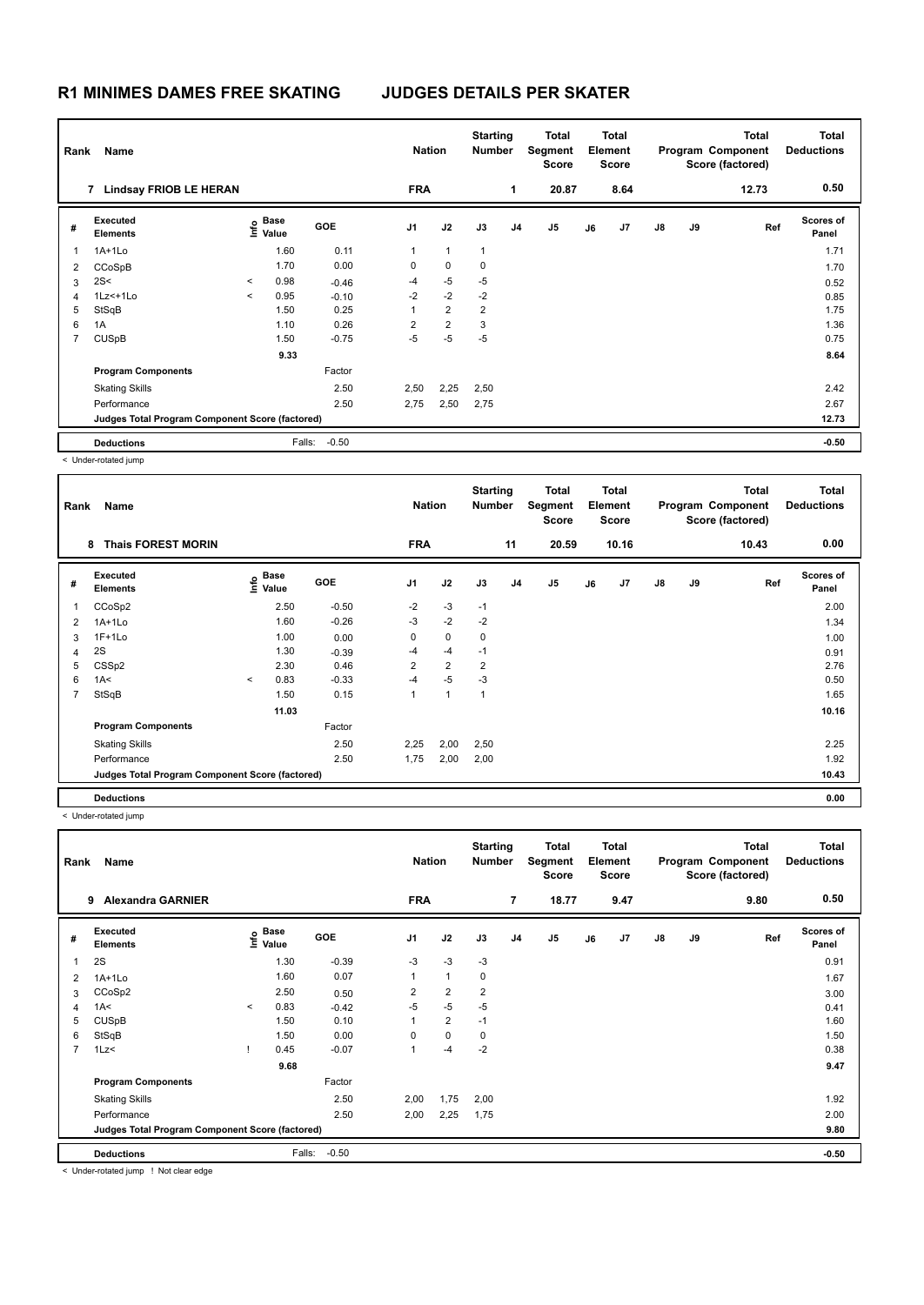# R1 MINIMES DAMES FREE SKATING JUDGES DETAILS PER SKATER

| Rank | Name | Nation | Starting Number | Total Segment Score | Total Element Score | Total Program Component Score (factored) | Total Deductions |
|---|---|---|---|---|---|---|---|
| 7 | Lindsay FRIOB LE HERAN | FRA | 1 | 20.87 | 8.64 | 12.73 | 0.50 |

| # | Executed Elements | Info | Base Value | GOE | J1 | J2 | J3 | J4 | J5 | J6 | J7 | J8 | J9 | Ref | Scores of Panel |
|---|---|---|---|---|---|---|---|---|---|---|---|---|---|---|---|
| 1 | 1A+1Lo | | 1.60 | 0.11 | 1 | 1 | 1 | | | | | | | | 1.71 |
| 2 | CCoSpB | | 1.70 | 0.00 | 0 | 0 | 0 | | | | | | | | 1.70 |
| 3 | 2S< | < | 0.98 | -0.46 | -4 | -5 | -5 | | | | | | | | 0.52 |
| 4 | 1Lz<+1Lo | < | 0.95 | -0.10 | -2 | -2 | -2 | | | | | | | | 0.85 |
| 5 | StSqB | | 1.50 | 0.25 | 1 | 2 | 2 | | | | | | | | 1.75 |
| 6 | 1A | | 1.10 | 0.26 | 2 | 2 | 3 | | | | | | | | 1.36 |
| 7 | CUSpB | | 1.50 | -0.75 | -5 | -5 | -5 | | | | | | | | 0.75 |
| | | | 9.33 | | | | | | | | | | | | 8.64 |
| | **Program Components** | | | Factor | | | | | | | | | | | |
| | Skating Skills | | | 2.50 | 2,50 | 2,25 | 2,50 | | | | | | | | 2.42 |
| | Performance | | | 2.50 | 2,75 | 2,50 | 2,75 | | | | | | | | 2.67 |
| | **Judges Total Program Component Score (factored)** | | | | | | | | | | | | | | 12.73 |
| | **Deductions** | | Falls: | -0.50 | | | | | | | | | | | -0.50 |

< Under-rotated jump

| Rank | Name | Nation | Starting Number | Total Segment Score | Total Element Score | Total Program Component Score (factored) | Total Deductions |
|---|---|---|---|---|---|---|---|
| 8 | Thais FOREST MORIN | FRA | 11 | 20.59 | 10.16 | 10.43 | 0.00 |

| # | Executed Elements | Info | Base Value | GOE | J1 | J2 | J3 | J4 | J5 | J6 | J7 | J8 | J9 | Ref | Scores of Panel |
|---|---|---|---|---|---|---|---|---|---|---|---|---|---|---|---|
| 1 | CCoSp2 | | 2.50 | -0.50 | -2 | -3 | -1 | | | | | | | | 2.00 |
| 2 | 1A+1Lo | | 1.60 | -0.26 | -3 | -2 | -2 | | | | | | | | 1.34 |
| 3 | 1F+1Lo | | 1.00 | 0.00 | 0 | 0 | 0 | | | | | | | | 1.00 |
| 4 | 2S | | 1.30 | -0.39 | -4 | -4 | -1 | | | | | | | | 0.91 |
| 5 | CSSp2 | | 2.30 | 0.46 | 2 | 2 | 2 | | | | | | | | 2.76 |
| 6 | 1A< | < | 0.83 | -0.33 | -4 | -5 | -3 | | | | | | | | 0.50 |
| 7 | StSqB | | 1.50 | 0.15 | 1 | 1 | 1 | | | | | | | | 1.65 |
| | | | 11.03 | | | | | | | | | | | | 10.16 |
| | **Program Components** | | | Factor | | | | | | | | | | | |
| | Skating Skills | | | 2.50 | 2,25 | 2,00 | 2,50 | | | | | | | | 2.25 |
| | Performance | | | 2.50 | 1,75 | 2,00 | 2,00 | | | | | | | | 1.92 |
| | **Judges Total Program Component Score (factored)** | | | | | | | | | | | | | | 10.43 |
| | **Deductions** | | | | | | | | | | | | | | 0.00 |

< Under-rotated jump

| Rank | Name | Nation | Starting Number | Total Segment Score | Total Element Score | Total Program Component Score (factored) | Total Deductions |
|---|---|---|---|---|---|---|---|
| 9 | Alexandra GARNIER | FRA | 7 | 18.77 | 9.47 | 9.80 | 0.50 |

| # | Executed Elements | Info | Base Value | GOE | J1 | J2 | J3 | J4 | J5 | J6 | J7 | J8 | J9 | Ref | Scores of Panel |
|---|---|---|---|---|---|---|---|---|---|---|---|---|---|---|---|
| 1 | 2S | | 1.30 | -0.39 | -3 | -3 | -3 | | | | | | | | 0.91 |
| 2 | 1A+1Lo | | 1.60 | 0.07 | 1 | 1 | 0 | | | | | | | | 1.67 |
| 3 | CCoSp2 | | 2.50 | 0.50 | 2 | 2 | 2 | | | | | | | | 3.00 |
| 4 | 1A< | < | 0.83 | -0.42 | -5 | -5 | -5 | | | | | | | | 0.41 |
| 5 | CUSpB | | 1.50 | 0.10 | 1 | 2 | -1 | | | | | | | | 1.60 |
| 6 | StSqB | | 1.50 | 0.00 | 0 | 0 | 0 | | | | | | | | 1.50 |
| 7 | 1Lz< | ! | 0.45 | -0.07 | 1 | -4 | -2 | | | | | | | | 0.38 |
| | | | 9.68 | | | | | | | | | | | | 9.47 |
| | **Program Components** | | | Factor | | | | | | | | | | | |
| | Skating Skills | | | 2.50 | 2,00 | 1,75 | 2,00 | | | | | | | | 1.92 |
| | Performance | | | 2.50 | 2,00 | 2,25 | 1,75 | | | | | | | | 2.00 |
| | **Judges Total Program Component Score (factored)** | | | | | | | | | | | | | | 9.80 |
| | **Deductions** | | Falls: | -0.50 | | | | | | | | | | | -0.50 |

< Under-rotated jump ! Not clear edge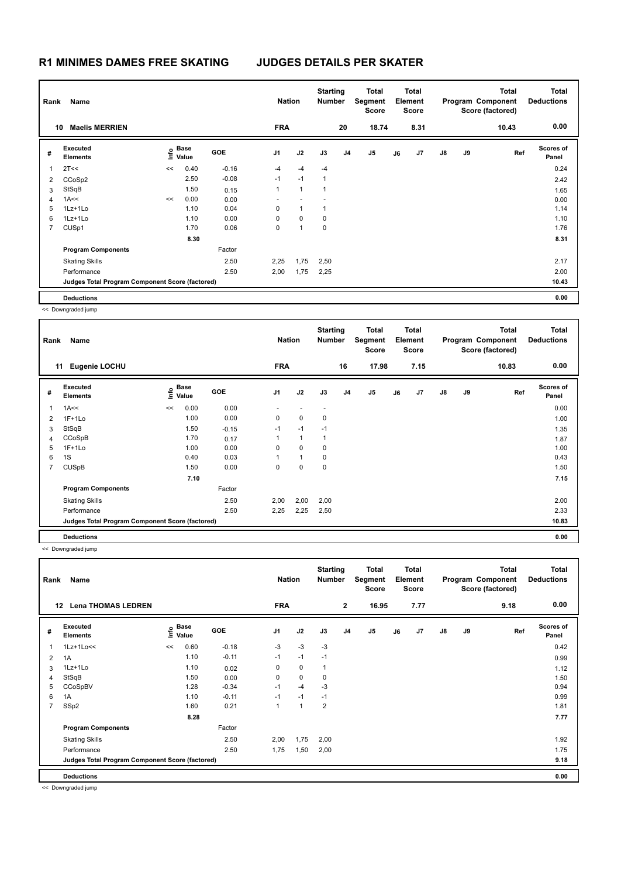# R1 MINIMES DAMES FREE SKATING JUDGES DETAILS PER SKATER

| Rank | Name | Nation | Starting Number | Total Segment Score | Total Element Score | Total Program Component Score (factored) | Total Deductions |
|---|---|---|---|---|---|---|---|
| 10 | Maelis MERRIEN | FRA | 20 | 18.74 | 8.31 | 10.43 | 0.00 |

| # | Executed Elements | Info | Base Value | GOE | J1 | J2 | J3 | J4 | J5 | J6 | J7 | J8 | J9 | Ref | Scores of Panel |
|---|---|---|---|---|---|---|---|---|---|---|---|---|---|---|---|
| 1 | 2T<< | << | 0.40 | -0.16 | -4 | -4 | -4 | | | | | | | | 0.24 |
| 2 | CCoSp2 | | 2.50 | -0.08 | -1 | -1 | 1 | | | | | | | | 2.42 |
| 3 | StSqB | | 1.50 | 0.15 | 1 | 1 | 1 | | | | | | | | 1.65 |
| 4 | 1A<< | << | 0.00 | 0.00 | - | - | - | | | | | | | | 0.00 |
| 5 | 1Lz+1Lo | | 1.10 | 0.04 | 0 | 1 | 1 | | | | | | | | 1.14 |
| 6 | 1Lz+1Lo | | 1.10 | 0.00 | 0 | 0 | 0 | | | | | | | | 1.10 |
| 7 | CUSp1 | | 1.70 | 0.06 | 0 | 1 | 0 | | | | | | | | 1.76 |
| | | | 8.30 | | | | | | | | | | | | 8.31 |
| | Program Components | | | Factor | | | | | | | | | | | |
| | Skating Skills | | | 2.50 | 2,25 | 1,75 | 2,50 | | | | | | | | 2.17 |
| | Performance | | | 2.50 | 2,00 | 1,75 | 2,25 | | | | | | | | 2.00 |
| | Judges Total Program Component Score (factored) | | | | | | | | | | | | | | 10.43 |
| | Deductions | | | | | | | | | | | | | | 0.00 |

<< Downgraded jump

| Rank | Name | Nation | Starting Number | Total Segment Score | Total Element Score | Total Program Component Score (factored) | Total Deductions |
|---|---|---|---|---|---|---|---|
| 11 | Eugenie LOCHU | FRA | 16 | 17.98 | 7.15 | 10.83 | 0.00 |

| # | Executed Elements | Info | Base Value | GOE | J1 | J2 | J3 | J4 | J5 | J6 | J7 | J8 | J9 | Ref | Scores of Panel |
|---|---|---|---|---|---|---|---|---|---|---|---|---|---|---|---|
| 1 | 1A<< | << | 0.00 | 0.00 | - | - | - | | | | | | | | 0.00 |
| 2 | 1F+1Lo | | 1.00 | 0.00 | 0 | 0 | 0 | | | | | | | | 1.00 |
| 3 | StSqB | | 1.50 | -0.15 | -1 | -1 | -1 | | | | | | | | 1.35 |
| 4 | CCoSpB | | 1.70 | 0.17 | 1 | 1 | 1 | | | | | | | | 1.87 |
| 5 | 1F+1Lo | | 1.00 | 0.00 | 0 | 0 | 0 | | | | | | | | 1.00 |
| 6 | 1S | | 0.40 | 0.03 | 1 | 1 | 0 | | | | | | | | 0.43 |
| 7 | CUSpB | | 1.50 | 0.00 | 0 | 0 | 0 | | | | | | | | 1.50 |
| | | | 7.10 | | | | | | | | | | | | 7.15 |
| | Program Components | | | Factor | | | | | | | | | | | |
| | Skating Skills | | | 2.50 | 2,00 | 2,00 | 2,00 | | | | | | | | 2.00 |
| | Performance | | | 2.50 | 2,25 | 2,25 | 2,50 | | | | | | | | 2.33 |
| | Judges Total Program Component Score (factored) | | | | | | | | | | | | | | 10.83 |
| | Deductions | | | | | | | | | | | | | | 0.00 |

<< Downgraded jump

| Rank | Name | Nation | Starting Number | Total Segment Score | Total Element Score | Total Program Component Score (factored) | Total Deductions |
|---|---|---|---|---|---|---|---|
| 12 | Lena THOMAS LEDREN | FRA | 2 | 16.95 | 7.77 | 9.18 | 0.00 |

| # | Executed Elements | Info | Base Value | GOE | J1 | J2 | J3 | J4 | J5 | J6 | J7 | J8 | J9 | Ref | Scores of Panel |
|---|---|---|---|---|---|---|---|---|---|---|---|---|---|---|---|
| 1 | 1Lz+1Lo<< | << | 0.60 | -0.18 | -3 | -3 | -3 | | | | | | | | 0.42 |
| 2 | 1A | | 1.10 | -0.11 | -1 | -1 | -1 | | | | | | | | 0.99 |
| 3 | 1Lz+1Lo | | 1.10 | 0.02 | 0 | 0 | 1 | | | | | | | | 1.12 |
| 4 | StSqB | | 1.50 | 0.00 | 0 | 0 | 0 | | | | | | | | 1.50 |
| 5 | CCoSpBV | | 1.28 | -0.34 | -1 | -4 | -3 | | | | | | | | 0.94 |
| 6 | 1A | | 1.10 | -0.11 | -1 | -1 | -1 | | | | | | | | 0.99 |
| 7 | SSp2 | | 1.60 | 0.21 | 1 | 1 | 2 | | | | | | | | 1.81 |
| | | | 8.28 | | | | | | | | | | | | 7.77 |
| | Program Components | | | Factor | | | | | | | | | | | |
| | Skating Skills | | | 2.50 | 2,00 | 1,75 | 2,00 | | | | | | | | 1.92 |
| | Performance | | | 2.50 | 1,75 | 1,50 | 2,00 | | | | | | | | 1.75 |
| | Judges Total Program Component Score (factored) | | | | | | | | | | | | | | 9.18 |
| | Deductions | | | | | | | | | | | | | | 0.00 |

<< Downgraded jump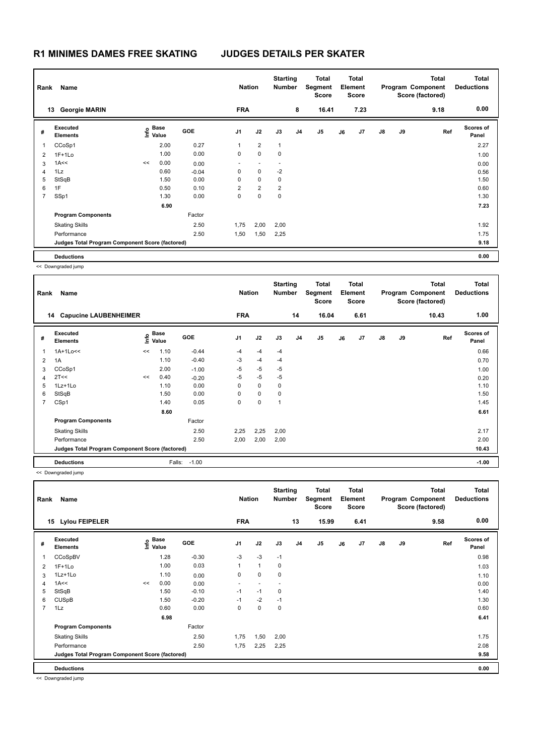# R1 MINIMES DAMES FREE SKATING JUDGES DETAILS PER SKATER

| Rank | Name | Nation | Starting Number | Total Segment Score | Total Element Score | Total Program Component Score (factored) | Total Deductions |
|---|---|---|---|---|---|---|---|
| 13 | Georgie MARIN | FRA | 8 | 16.41 | 7.23 | 9.18 | 0.00 |

| # | Executed Elements | Info | Base Value | GOE | J1 | J2 | J3 | J4 | J5 | J6 | J7 | J8 | J9 | Ref | Scores of Panel |
|---|---|---|---|---|---|---|---|---|---|---|---|---|---|---|---|
| 1 | CCoSp1 | | 2.00 | 0.27 | 1 | 2 | 1 | | | | | | | | 2.27 |
| 2 | 1F+1Lo | | 1.00 | 0.00 | 0 | 0 | 0 | | | | | | | | 1.00 |
| 3 | 1A<< | << | 0.00 | 0.00 | - | - | - | | | | | | | | 0.00 |
| 4 | 1Lz | | 0.60 | -0.04 | 0 | 0 | -2 | | | | | | | | 0.56 |
| 5 | StSqB | | 1.50 | 0.00 | 0 | 0 | 0 | | | | | | | | 1.50 |
| 6 | 1F | | 0.50 | 0.10 | 2 | 2 | 2 | | | | | | | | 0.60 |
| 7 | SSp1 | | 1.30 | 0.00 | 0 | 0 | 0 | | | | | | | | 1.30 |
| | | | 6.90 | | | | | | | | | | | | 7.23 |
| | **Program Components** | | | Factor | | | | | | | | | | | |
| | Skating Skills | | | 2.50 | 1,75 | 2,00 | 2,00 | | | | | | | | 1.92 |
| | Performance | | | 2.50 | 1,50 | 1,50 | 2,25 | | | | | | | | 1.75 |
| | **Judges Total Program Component Score (factored)** | | | | | | | | | | | | | | 9.18 |
| | **Deductions** | | | | | | | | | | | | | | 0.00 |

<< Downgraded jump

| Rank | Name | Nation | Starting Number | Total Segment Score | Total Element Score | Total Program Component Score (factored) | Total Deductions |
|---|---|---|---|---|---|---|---|
| 14 | Capucine LAUBENHEIMER | FRA | 14 | 16.04 | 6.61 | 10.43 | 1.00 |

| # | Executed Elements | Info | Base Value | GOE | J1 | J2 | J3 | J4 | J5 | J6 | J7 | J8 | J9 | Ref | Scores of Panel |
|---|---|---|---|---|---|---|---|---|---|---|---|---|---|---|---|
| 1 | 1A+1Lo<< | << | 1.10 | -0.44 | -4 | -4 | -4 | | | | | | | | 0.66 |
| 2 | 1A | | 1.10 | -0.40 | -3 | -4 | -4 | | | | | | | | 0.70 |
| 3 | CCoSp1 | | 2.00 | -1.00 | -5 | -5 | -5 | | | | | | | | 1.00 |
| 4 | 2T<< | << | 0.40 | -0.20 | -5 | -5 | -5 | | | | | | | | 0.20 |
| 5 | 1Lz+1Lo | | 1.10 | 0.00 | 0 | 0 | 0 | | | | | | | | 1.10 |
| 6 | StSqB | | 1.50 | 0.00 | 0 | 0 | 0 | | | | | | | | 1.50 |
| 7 | CSp1 | | 1.40 | 0.05 | 0 | 0 | 1 | | | | | | | | 1.45 |
| | | | 8.60 | | | | | | | | | | | | 6.61 |
| | **Program Components** | | | Factor | | | | | | | | | | | |
| | Skating Skills | | | 2.50 | 2,25 | 2,25 | 2,00 | | | | | | | | 2.17 |
| | Performance | | | 2.50 | 2,00 | 2,00 | 2,00 | | | | | | | | 2.00 |
| | **Judges Total Program Component Score (factored)** | | | | | | | | | | | | | | 10.43 |
| | **Deductions** | | Falls: | -1.00 | | | | | | | | | | | -1.00 |

<< Downgraded jump

| Rank | Name | Nation | Starting Number | Total Segment Score | Total Element Score | Total Program Component Score (factored) | Total Deductions |
|---|---|---|---|---|---|---|---|
| 15 | Lylou FEIPELER | FRA | 13 | 15.99 | 6.41 | 9.58 | 0.00 |

| # | Executed Elements | Info | Base Value | GOE | J1 | J2 | J3 | J4 | J5 | J6 | J7 | J8 | J9 | Ref | Scores of Panel |
|---|---|---|---|---|---|---|---|---|---|---|---|---|---|---|---|
| 1 | CCoSpBV | | 1.28 | -0.30 | -3 | -3 | -1 | | | | | | | | 0.98 |
| 2 | 1F+1Lo | | 1.00 | 0.03 | 1 | 1 | 0 | | | | | | | | 1.03 |
| 3 | 1Lz+1Lo | | 1.10 | 0.00 | 0 | 0 | 0 | | | | | | | | 1.10 |
| 4 | 1A<< | << | 0.00 | 0.00 | - | - | - | | | | | | | | 0.00 |
| 5 | StSqB | | 1.50 | -0.10 | -1 | -1 | 0 | | | | | | | | 1.40 |
| 6 | CUSpB | | 1.50 | -0.20 | -1 | -2 | -1 | | | | | | | | 1.30 |
| 7 | 1Lz | | 0.60 | 0.00 | 0 | 0 | 0 | | | | | | | | 0.60 |
| | | | 6.98 | | | | | | | | | | | | 6.41 |
| | **Program Components** | | | Factor | | | | | | | | | | | |
| | Skating Skills | | | 2.50 | 1,75 | 1,50 | 2,00 | | | | | | | | 1.75 |
| | Performance | | | 2.50 | 1,75 | 2,25 | 2,25 | | | | | | | | 2.08 |
| | **Judges Total Program Component Score (factored)** | | | | | | | | | | | | | | 9.58 |
| | **Deductions** | | | | | | | | | | | | | | 0.00 |

<< Downgraded jump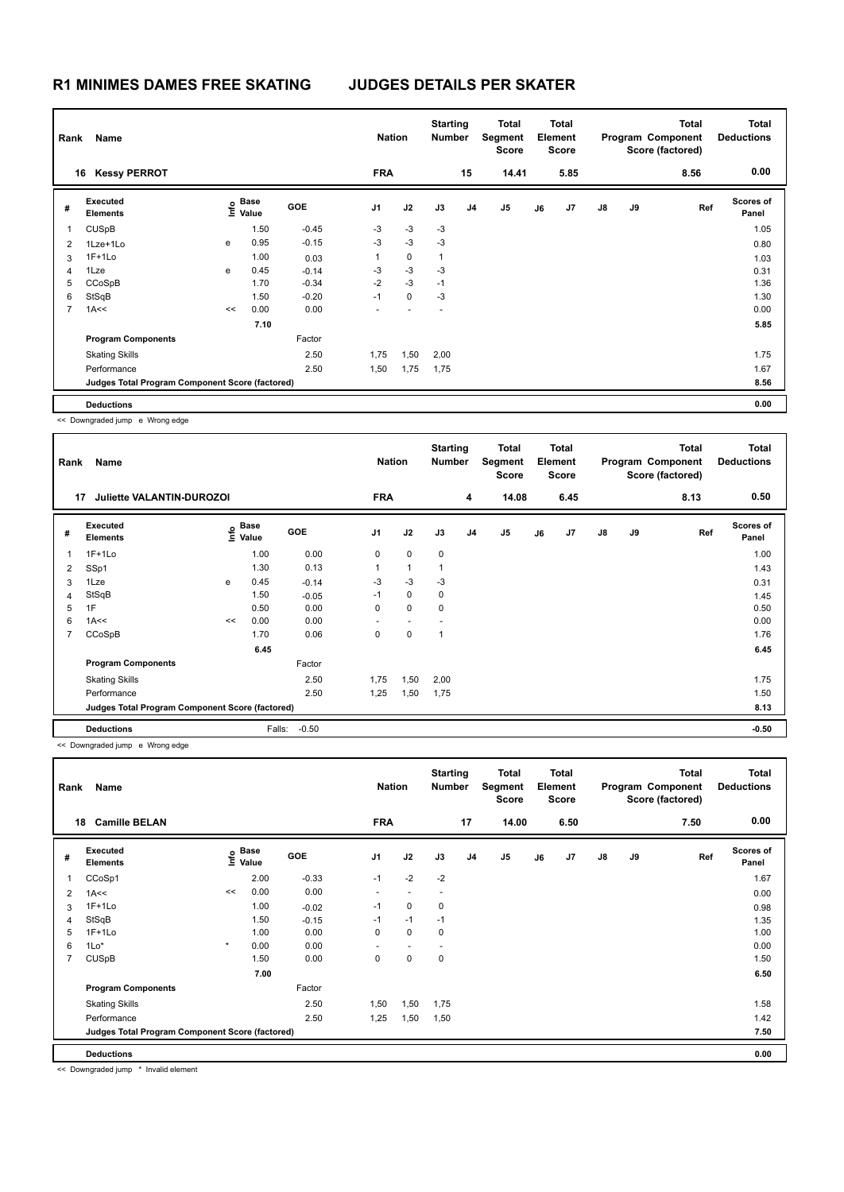# R1 MINIMES DAMES FREE SKATING JUDGES DETAILS PER SKATER

| Rank | Name | Nation | Starting Number | Total Segment Score | Total Element Score | Total Program Component Score (factored) | Total Deductions |
|---|---|---|---|---|---|---|---|
| 16 | Kessy PERROT | FRA | 15 | 14.41 | 5.85 | 8.56 | 0.00 |

| # | Executed Elements | Info | Base Value | GOE | J1 | J2 | J3 | J4 | J5 | J6 | J7 | J8 | J9 | Ref | Scores of Panel |
|---|---|---|---|---|---|---|---|---|---|---|---|---|---|---|---|
| 1 | CUSpB | | 1.50 | -0.45 | -3 | -3 | -3 | | | | | | | | 1.05 |
| 2 | 1Lze+1Lo | e | 0.95 | -0.15 | -3 | -3 | -3 | | | | | | | | 0.80 |
| 3 | 1F+1Lo | | 1.00 | 0.03 | 1 | 0 | 1 | | | | | | | | 1.03 |
| 4 | 1Lze | e | 0.45 | -0.14 | -3 | -3 | -3 | | | | | | | | 0.31 |
| 5 | CCoSpB | | 1.70 | -0.34 | -2 | -3 | -1 | | | | | | | | 1.36 |
| 6 | StSqB | | 1.50 | -0.20 | -1 | 0 | -3 | | | | | | | | 1.30 |
| 7 | 1A<< | << | 0.00 | 0.00 | - | - | - | | | | | | | | 0.00 |
| | | | 7.10 | | | | | | | | | | | | 5.85 |
| | **Program Components** | | | Factor | | | | | | | | | | | |
| | Skating Skills | | | 2.50 | 1,75 | 1,50 | 2,00 | | | | | | | | 1.75 |
| | Performance | | | 2.50 | 1,50 | 1,75 | 1,75 | | | | | | | | 1.67 |
| | **Judges Total Program Component Score (factored)** | | | | | | | | | | | | | | 8.56 |
| | **Deductions** | | | | | | | | | | | | | | 0.00 |

<< Downgraded jump e Wrong edge

| Rank | Name | Nation | Starting Number | Total Segment Score | Total Element Score | Total Program Component Score (factored) | Total Deductions |
|---|---|---|---|---|---|---|---|
| 17 | Juliette VALANTIN-DUROZOI | FRA | 4 | 14.08 | 6.45 | 8.13 | 0.50 |

| # | Executed Elements | Info | Base Value | GOE | J1 | J2 | J3 | J4 | J5 | J6 | J7 | J8 | J9 | Ref | Scores of Panel |
|---|---|---|---|---|---|---|---|---|---|---|---|---|---|---|---|
| 1 | 1F+1Lo | | 1.00 | 0.00 | 0 | 0 | 0 | | | | | | | | 1.00 |
| 2 | SSp1 | | 1.30 | 0.13 | 1 | 1 | 1 | | | | | | | | 1.43 |
| 3 | 1Lze | e | 0.45 | -0.14 | -3 | -3 | -3 | | | | | | | | 0.31 |
| 4 | StSqB | | 1.50 | -0.05 | -1 | 0 | 0 | | | | | | | | 1.45 |
| 5 | 1F | | 0.50 | 0.00 | 0 | 0 | 0 | | | | | | | | 0.50 |
| 6 | 1A<< | << | 0.00 | 0.00 | - | - | - | | | | | | | | 0.00 |
| 7 | CCoSpB | | 1.70 | 0.06 | 0 | 0 | 1 | | | | | | | | 1.76 |
| | | | 6.45 | | | | | | | | | | | | 6.45 |
| | **Program Components** | | | Factor | | | | | | | | | | | |
| | Skating Skills | | | 2.50 | 1,75 | 1,50 | 2,00 | | | | | | | | 1.75 |
| | Performance | | | 2.50 | 1,25 | 1,50 | 1,75 | | | | | | | | 1.50 |
| | **Judges Total Program Component Score (factored)** | | | | | | | | | | | | | | 8.13 |
| | **Deductions** | | Falls: | -0.50 | | | | | | | | | | | -0.50 |

<< Downgraded jump e Wrong edge

| Rank | Name | Nation | Starting Number | Total Segment Score | Total Element Score | Total Program Component Score (factored) | Total Deductions |
|---|---|---|---|---|---|---|---|
| 18 | Camille BELAN | FRA | 17 | 14.00 | 6.50 | 7.50 | 0.00 |

| # | Executed Elements | Info | Base Value | GOE | J1 | J2 | J3 | J4 | J5 | J6 | J7 | J8 | J9 | Ref | Scores of Panel |
|---|---|---|---|---|---|---|---|---|---|---|---|---|---|---|---|
| 1 | CCoSp1 | | 2.00 | -0.33 | -1 | -2 | -2 | | | | | | | | 1.67 |
| 2 | 1A<< | << | 0.00 | 0.00 | - | - | - | | | | | | | | 0.00 |
| 3 | 1F+1Lo | | 1.00 | -0.02 | -1 | 0 | 0 | | | | | | | | 0.98 |
| 4 | StSqB | | 1.50 | -0.15 | -1 | -1 | -1 | | | | | | | | 1.35 |
| 5 | 1F+1Lo | | 1.00 | 0.00 | 0 | 0 | 0 | | | | | | | | 1.00 |
| 6 | 1Lo* | * | 0.00 | 0.00 | - | - | - | | | | | | | | 0.00 |
| 7 | CUSpB | | 1.50 | 0.00 | 0 | 0 | 0 | | | | | | | | 1.50 |
| | | | 7.00 | | | | | | | | | | | | 6.50 |
| | **Program Components** | | | Factor | | | | | | | | | | | |
| | Skating Skills | | | 2.50 | 1,50 | 1,50 | 1,75 | | | | | | | | 1.58 |
| | Performance | | | 2.50 | 1,25 | 1,50 | 1,50 | | | | | | | | 1.42 |
| | **Judges Total Program Component Score (factored)** | | | | | | | | | | | | | | 7.50 |
| | **Deductions** | | | | | | | | | | | | | | 0.00 |

<< Downgraded jump * Invalid element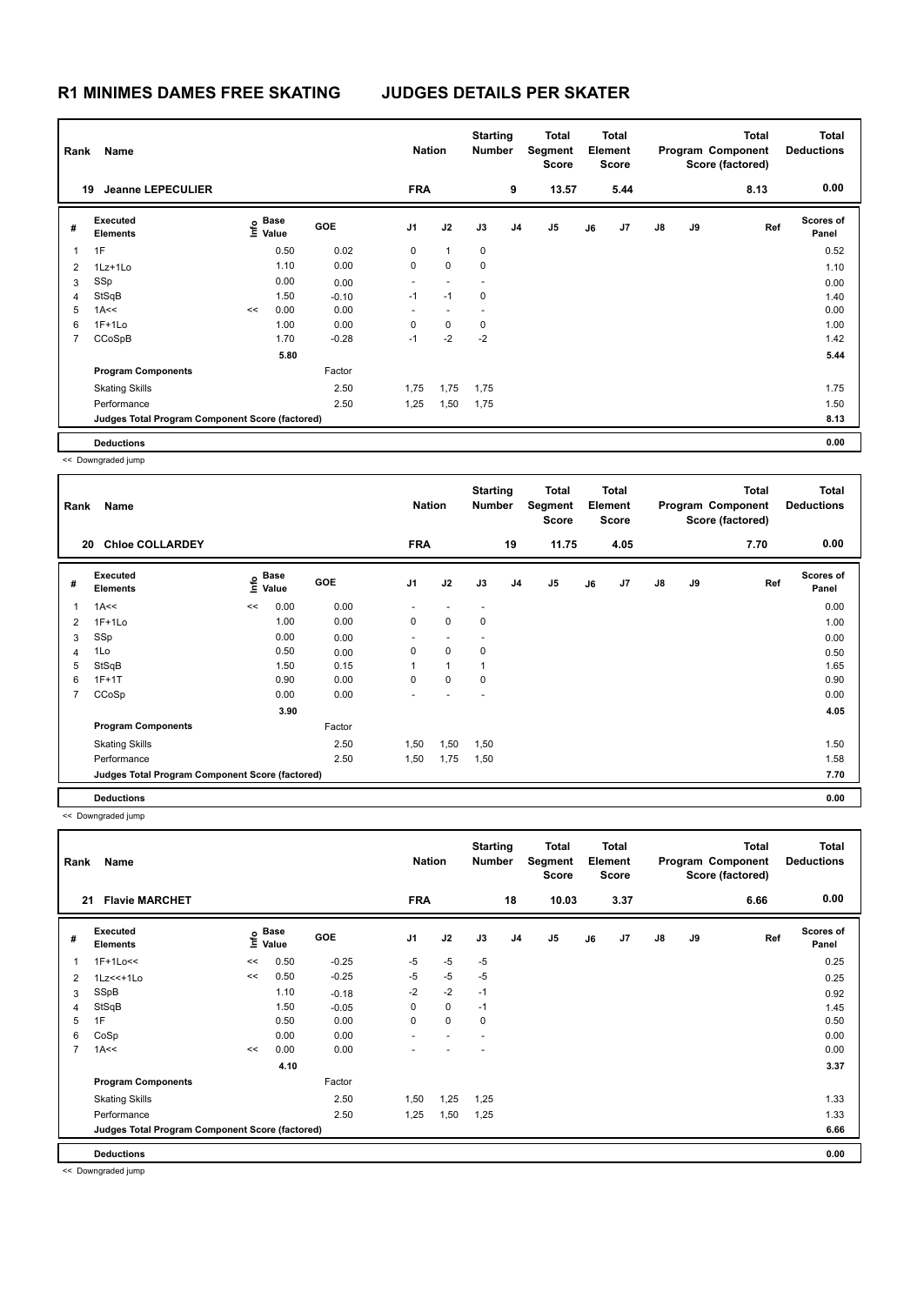# R1 MINIMES DAMES FREE SKATING JUDGES DETAILS PER SKATER

| Rank | Name | Nation | Starting Number | Total Segment Score | Total Element Score | Total Program Component Score (factored) | Total Deductions |
|---|---|---|---|---|---|---|---|
| 19 | Jeanne LEPECULIER | FRA | 9 | 13.57 | 5.44 | 8.13 | 0.00 |

| # | Executed Elements | Info | Base Value | GOE | J1 | J2 | J3 | J4 | J5 | J6 | J7 | J8 | J9 | Ref | Scores of Panel |
|---|---|---|---|---|---|---|---|---|---|---|---|---|---|---|---|
| 1 | 1F | | 0.50 | 0.02 | 0 | 1 | 0 | | | | | | | | 0.52 |
| 2 | 1Lz+1Lo | | 1.10 | 0.00 | 0 | 0 | 0 | | | | | | | | 1.10 |
| 3 | SSp | | 0.00 | 0.00 | - | - | - | | | | | | | | 0.00 |
| 4 | StSqB | | 1.50 | -0.10 | -1 | -1 | 0 | | | | | | | | 1.40 |
| 5 | 1A<< | << | 0.00 | 0.00 | - | - | - | | | | | | | | 0.00 |
| 6 | 1F+1Lo | | 1.00 | 0.00 | 0 | 0 | 0 | | | | | | | | 1.00 |
| 7 | CCoSpB | | 1.70 | -0.28 | -1 | -2 | -2 | | | | | | | | 1.42 |
| | | | 5.80 | | | | | | | | | | | | 5.44 |
| | **Program Components** | | | Factor | | | | | | | | | | | |
| | Skating Skills | | | 2.50 | 1,75 | 1,75 | 1,75 | | | | | | | | 1.75 |
| | Performance | | | 2.50 | 1,25 | 1,50 | 1,75 | | | | | | | | 1.50 |
| | **Judges Total Program Component Score (factored)** | | | | | | | | | | | | | | 8.13 |
| | **Deductions** | | | | | | | | | | | | | | 0.00 |

<< Downgraded jump

| Rank | Name | Nation | Starting Number | Total Segment Score | Total Element Score | Total Program Component Score (factored) | Total Deductions |
|---|---|---|---|---|---|---|---|
| 20 | Chloe COLLARDEY | FRA | 19 | 11.75 | 4.05 | 7.70 | 0.00 |

| # | Executed Elements | Info | Base Value | GOE | J1 | J2 | J3 | J4 | J5 | J6 | J7 | J8 | J9 | Ref | Scores of Panel |
|---|---|---|---|---|---|---|---|---|---|---|---|---|---|---|---|
| 1 | 1A<< | << | 0.00 | 0.00 | - | - | - | | | | | | | | 0.00 |
| 2 | 1F+1Lo | | 1.00 | 0.00 | 0 | 0 | 0 | | | | | | | | 1.00 |
| 3 | SSp | | 0.00 | 0.00 | - | - | - | | | | | | | | 0.00 |
| 4 | 1Lo | | 0.50 | 0.00 | 0 | 0 | 0 | | | | | | | | 0.50 |
| 5 | StSqB | | 1.50 | 0.15 | 1 | 1 | 1 | | | | | | | | 1.65 |
| 6 | 1F+1T | | 0.90 | 0.00 | 0 | 0 | 0 | | | | | | | | 0.90 |
| 7 | CCoSp | | 0.00 | 0.00 | - | - | - | | | | | | | | 0.00 |
| | | | 3.90 | | | | | | | | | | | | 4.05 |
| | **Program Components** | | | Factor | | | | | | | | | | | |
| | Skating Skills | | | 2.50 | 1,50 | 1,50 | 1,50 | | | | | | | | 1.50 |
| | Performance | | | 2.50 | 1,50 | 1,75 | 1,50 | | | | | | | | 1.58 |
| | **Judges Total Program Component Score (factored)** | | | | | | | | | | | | | | 7.70 |
| | **Deductions** | | | | | | | | | | | | | | 0.00 |

<< Downgraded jump

| Rank | Name | Nation | Starting Number | Total Segment Score | Total Element Score | Total Program Component Score (factored) | Total Deductions |
|---|---|---|---|---|---|---|---|
| 21 | Flavie MARCHET | FRA | 18 | 10.03 | 3.37 | 6.66 | 0.00 |

| # | Executed Elements | Info | Base Value | GOE | J1 | J2 | J3 | J4 | J5 | J6 | J7 | J8 | J9 | Ref | Scores of Panel |
|---|---|---|---|---|---|---|---|---|---|---|---|---|---|---|---|
| 1 | 1F+1Lo<< | << | 0.50 | -0.25 | -5 | -5 | -5 | | | | | | | | 0.25 |
| 2 | 1Lz<<+1Lo | << | 0.50 | -0.25 | -5 | -5 | -5 | | | | | | | | 0.25 |
| 3 | SSpB | | 1.10 | -0.18 | -2 | -2 | -1 | | | | | | | | 0.92 |
| 4 | StSqB | | 1.50 | -0.05 | 0 | 0 | -1 | | | | | | | | 1.45 |
| 5 | 1F | | 0.50 | 0.00 | 0 | 0 | 0 | | | | | | | | 0.50 |
| 6 | CoSp | | 0.00 | 0.00 | - | - | - | | | | | | | | 0.00 |
| 7 | 1A<< | << | 0.00 | 0.00 | - | - | - | | | | | | | | 0.00 |
| | | | 4.10 | | | | | | | | | | | | 3.37 |
| | **Program Components** | | | Factor | | | | | | | | | | | |
| | Skating Skills | | | 2.50 | 1,50 | 1,25 | 1,25 | | | | | | | | 1.33 |
| | Performance | | | 2.50 | 1,25 | 1,50 | 1,25 | | | | | | | | 1.33 |
| | **Judges Total Program Component Score (factored)** | | | | | | | | | | | | | | 6.66 |
| | **Deductions** | | | | | | | | | | | | | | 0.00 |

<< Downgraded jump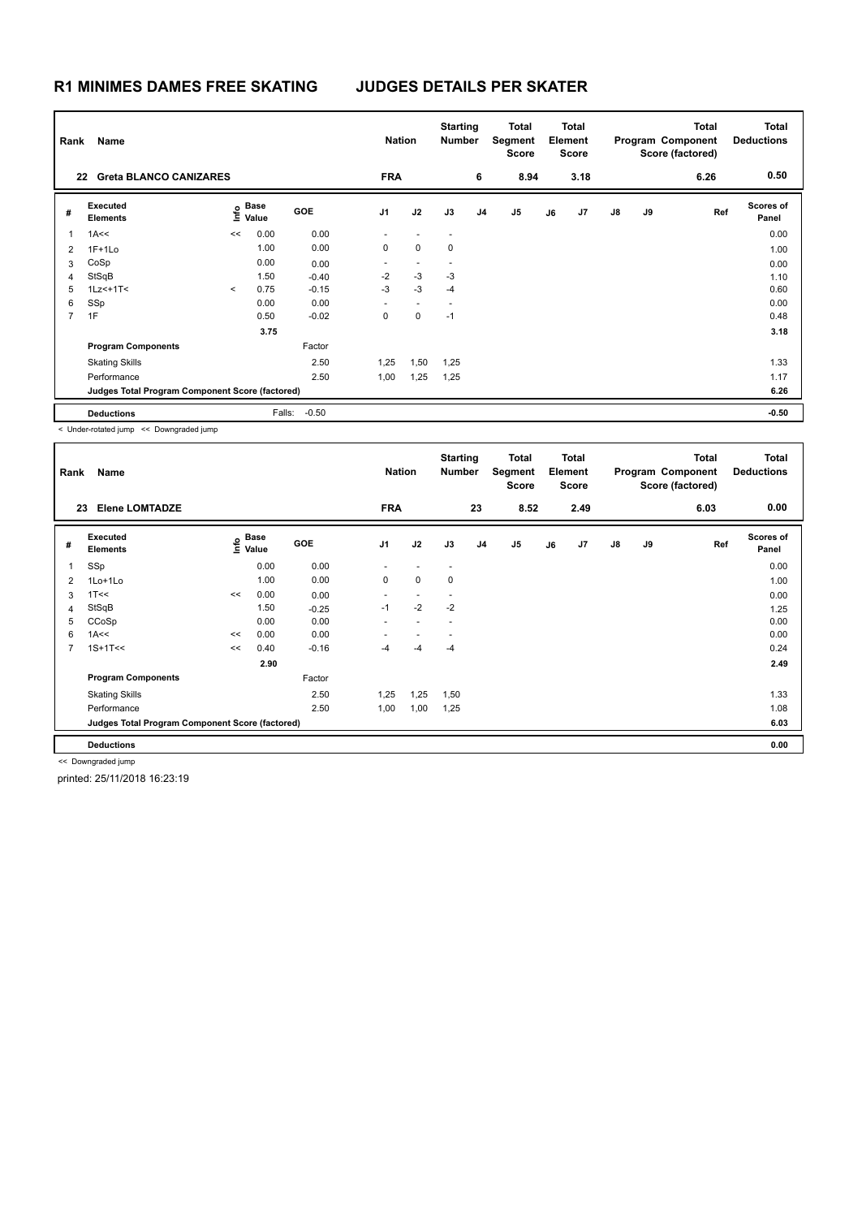# R1 MINIMES DAMES FREE SKATING JUDGES DETAILS PER SKATER

| Rank | Name | Nation | Starting Number | Total Segment Score | Total Element Score | Total Program Component Score (factored) | Total Deductions |
|---|---|---|---|---|---|---|---|
| 22 | Greta BLANCO CANIZARES | FRA | 6 | 8.94 | 3.18 | 6.26 | 0.50 |

| # | Executed Elements | Info | Base Value | GOE | J1 | J2 | J3 | J4 | J5 | J6 | J7 | J8 | J9 | Ref | Scores of Panel |
|---|---|---|---|---|---|---|---|---|---|---|---|---|---|---|---|
| 1 | 1A<< | << | 0.00 | 0.00 | - | - | - | | | | | | | | 0.00 |
| 2 | 1F+1Lo | | 1.00 | 0.00 | 0 | 0 | 0 | | | | | | | | 1.00 |
| 3 | CoSp | | 0.00 | 0.00 | - | - | - | | | | | | | | 0.00 |
| 4 | StSqB | | 1.50 | -0.40 | -2 | -3 | -3 | | | | | | | | 1.10 |
| 5 | 1Lz<+1T< | < | 0.75 | -0.15 | -3 | -3 | -4 | | | | | | | | 0.60 |
| 6 | SSp | | 0.00 | 0.00 | - | - | - | | | | | | | | 0.00 |
| 7 | 1F | | 0.50 | -0.02 | 0 | 0 | -1 | | | | | | | | 0.48 |
| | | | 3.75 | | | | | | | | | | | | 3.18 |
| | Program Components | | | Factor | | | | | | | | | | | |
| | Skating Skills | | | 2.50 | 1,25 | 1,50 | 1,25 | | | | | | | | 1.33 |
| | Performance | | | 2.50 | 1,00 | 1,25 | 1,25 | | | | | | | | 1.17 |
| | Judges Total Program Component Score (factored) | | | | | | | | | | | | | | 6.26 |
| | Deductions | | Falls: | -0.50 | | | | | | | | | | | -0.50 |

< Under-rotated jump << Downgraded jump

| Rank | Name | Nation | Starting Number | Total Segment Score | Total Element Score | Total Program Component Score (factored) | Total Deductions |
|---|---|---|---|---|---|---|---|
| 23 | Elene LOMTADZE | FRA | 23 | 8.52 | 2.49 | 6.03 | 0.00 |

| # | Executed Elements | Info | Base Value | GOE | J1 | J2 | J3 | J4 | J5 | J6 | J7 | J8 | J9 | Ref | Scores of Panel |
|---|---|---|---|---|---|---|---|---|---|---|---|---|---|---|---|
| 1 | SSp | | 0.00 | 0.00 | - | - | - | | | | | | | | 0.00 |
| 2 | 1Lo+1Lo | | 1.00 | 0.00 | 0 | 0 | 0 | | | | | | | | 1.00 |
| 3 | 1T<< | << | 0.00 | 0.00 | - | - | - | | | | | | | | 0.00 |
| 4 | StSqB | | 1.50 | -0.25 | -1 | -2 | -2 | | | | | | | | 1.25 |
| 5 | CCoSp | | 0.00 | 0.00 | - | - | - | | | | | | | | 0.00 |
| 6 | 1A<< | << | 0.00 | 0.00 | - | - | - | | | | | | | | 0.00 |
| 7 | 1S+1T<< | << | 0.40 | -0.16 | -4 | -4 | -4 | | | | | | | | 0.24 |
| | | | 2.90 | | | | | | | | | | | | 2.49 |
| | Program Components | | | Factor | | | | | | | | | | | |
| | Skating Skills | | | 2.50 | 1,25 | 1,25 | 1,50 | | | | | | | | 1.33 |
| | Performance | | | 2.50 | 1,00 | 1,00 | 1,25 | | | | | | | | 1.08 |
| | Judges Total Program Component Score (factored) | | | | | | | | | | | | | | 6.03 |
| | Deductions | | | | | | | | | | | | | | 0.00 |

<< Downgraded jump

printed: 25/11/2018 16:23:19